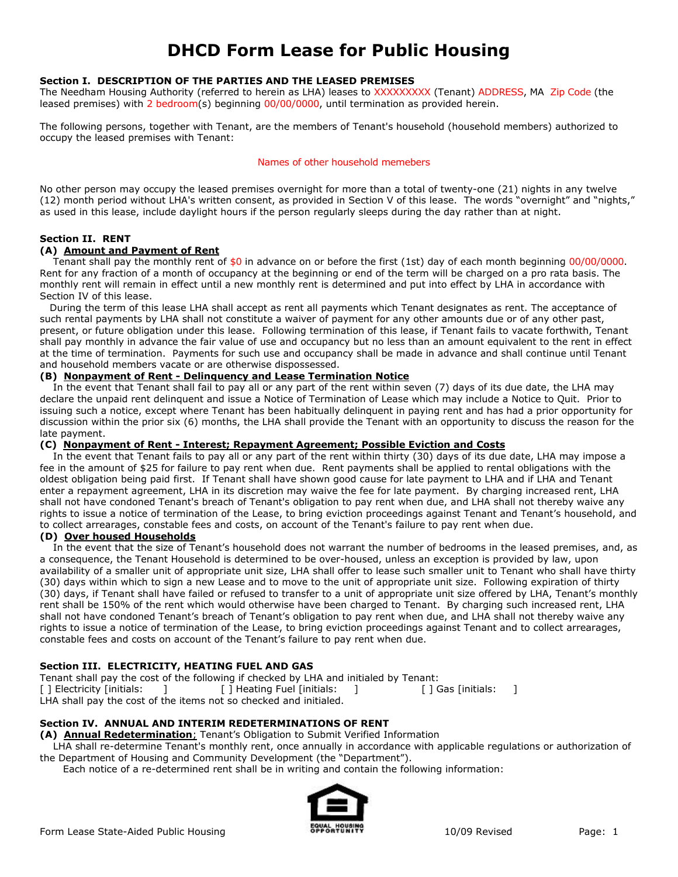# DHCD Form Lease for Public Housing

**Section I. DESCRIPTION OF THE PARTIES AND THE LEASED PREMISES**

The Needham Housing Authority (referred to herein as LHA) leases to XXXXXXXXX (Tenant) ADDRESS, MA Zip Code (the leased premises) with 2 bedroom(s) beginning 00/00/0000, until termination as provided herein.

The following persons, together with Tenant, are the members of Tenant's household (household members) authorized to occupy the leased premises with Tenant:

Names of other household memebers

No other person may occupy the leased premises overnight for more than a total of twenty-one (21) nights in any twelve (12) month period without LHA's written consent, as provided in Section V of this lease. The words "overnight" and "nights," as used in this lease, include daylight hours if the person regularly sleeps during the day rather than at night.

**Section II. RENT**

**(A) Amount and Payment of Rent**

Tenant shall pay the monthly rent of $0 in advance on or before the first (1st) day of each month beginning 00/00/0000. Rent for any fraction of a month of occupancy at the beginning or end of the term will be charged on a pro rata basis. The monthly rent will remain in effect until a new monthly rent is determined and put into effect by LHA in accordance with Section IV of this lease.

During the term of this lease LHA shall accept as rent all payments which Tenant designates as rent. The acceptance of such rental payments by LHA shall not constitute a waiver of payment for any other amounts due or of any other past, present, or future obligation under this lease. Following termination of this lease, if Tenant fails to vacate forthwith, Tenant shall pay monthly in advance the fair value of use and occupancy but no less than an amount equivalent to the rent in effect at the time of termination. Payments for such use and occupancy shall be made in advance and shall continue until Tenant and household members vacate or are otherwise dispossessed.

**(B) Nonpayment of Rent - Delinquency and Lease Termination Notice**

In the event that Tenant shall fail to pay all or any part of the rent within seven (7) days of its due date, the LHA may declare the unpaid rent delinquent and issue a Notice of Termination of Lease which may include a Notice to Quit. Prior to issuing such a notice, except where Tenant has been habitually delinquent in paying rent and has had a prior opportunity for discussion within the prior six (6) months, the LHA shall provide the Tenant with an opportunity to discuss the reason for the late payment.

**(C) Nonpayment of Rent - Interest; Repayment Agreement; Possible Eviction and Costs**

In the event that Tenant fails to pay all or any part of the rent within thirty (30) days of its due date, LHA may impose a fee in the amount of $25 for failure to pay rent when due. Rent payments shall be applied to rental obligations with the oldest obligation being paid first. If Tenant shall have shown good cause for late payment to LHA and if LHA and Tenant enter a repayment agreement, LHA in its discretion may waive the fee for late payment. By charging increased rent, LHA shall not have condoned Tenant's breach of Tenant's obligation to pay rent when due, and LHA shall not thereby waive any rights to issue a notice of termination of the Lease, to bring eviction proceedings against Tenant and Tenant's household, and to collect arrearages, constable fees and costs, on account of the Tenant's failure to pay rent when due.

**(D) Over housed Households**

In the event that the size of Tenant's household does not warrant the number of bedrooms in the leased premises, and, as a consequence, the Tenant Household is determined to be over-housed, unless an exception is provided by law, upon availability of a smaller unit of appropriate unit size, LHA shall offer to lease such smaller unit to Tenant who shall have thirty (30) days within which to sign a new Lease and to move to the unit of appropriate unit size. Following expiration of thirty (30) days, if Tenant shall have failed or refused to transfer to a unit of appropriate unit size offered by LHA, Tenant's monthly rent shall be 150% of the rent which would otherwise have been charged to Tenant. By charging such increased rent, LHA shall not have condoned Tenant's breach of Tenant's obligation to pay rent when due, and LHA shall not thereby waive any rights to issue a notice of termination of the Lease, to bring eviction proceedings against Tenant and to collect arrearages, constable fees and costs on account of the Tenant's failure to pay rent when due.

**Section III. ELECTRICITY, HEATING FUEL AND GAS**

Tenant shall pay the cost of the following if checked by LHA and initialed by Tenant:

[ ] Electricity [initials: ]   [ ] Heating Fuel [initials: ]   [ ] Gas [initials: ]

LHA shall pay the cost of the items not so checked and initialed.

**Section IV. ANNUAL AND INTERIM REDETERMINATIONS OF RENT**

**(A) Annual Redetermination**; Tenant's Obligation to Submit Verified Information

LHA shall re-determine Tenant's monthly rent, once annually in accordance with applicable regulations or authorization of the Department of Housing and Community Development (the "Department").

Each notice of a re-determined rent shall be in writing and contain the following information: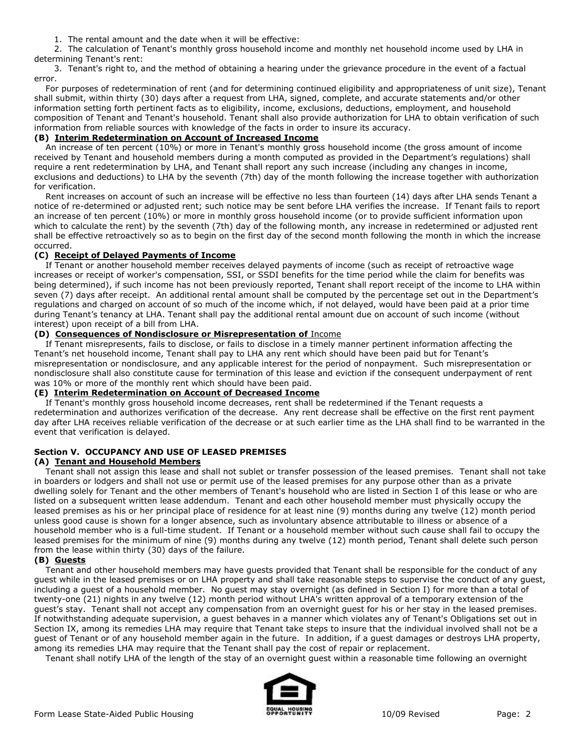1. The rental amount and the date when it will be effective:
2. The calculation of Tenant's monthly gross household income and monthly net household income used by LHA in determining Tenant's rent:
3. Tenant's right to, and the method of obtaining a hearing under the grievance procedure in the event of a factual error.

For purposes of redetermination of rent (and for determining continued eligibility and appropriateness of unit size), Tenant shall submit, within thirty (30) days after a request from LHA, signed, complete, and accurate statements and/or other information setting forth pertinent facts as to eligibility, income, exclusions, deductions, employment, and household composition of Tenant and Tenant's household. Tenant shall also provide authorization for LHA to obtain verification of such information from reliable sources with knowledge of the facts in order to insure its accuracy.

**(B) Interim Redetermination on Account of Increased Income**

An increase of ten percent (10%) or more in Tenant's monthly gross household income (the gross amount of income received by Tenant and household members during a month computed as provided in the Department's regulations) shall require a rent redetermination by LHA, and Tenant shall report any such increase (including any changes in income, exclusions and deductions) to LHA by the seventh (7th) day of the month following the increase together with authorization for verification.

Rent increases on account of such an increase will be effective no less than fourteen (14) days after LHA sends Tenant a notice of re-determined or adjusted rent; such notice may be sent before LHA verifies the increase. If Tenant fails to report an increase of ten percent (10%) or more in monthly gross household income (or to provide sufficient information upon which to calculate the rent) by the seventh (7th) day of the following month, any increase in redetermined or adjusted rent shall be effective retroactively so as to begin on the first day of the second month following the month in which the increase occurred.

**(C) Receipt of Delayed Payments of Income**

If Tenant or another household member receives delayed payments of income (such as receipt of retroactive wage increases or receipt of worker's compensation, SSI, or SSDI benefits for the time period while the claim for benefits was being determined), if such income has not been previously reported, Tenant shall report receipt of the income to LHA within seven (7) days after receipt. An additional rental amount shall be computed by the percentage set out in the Department's regulations and charged on account of so much of the income which, if not delayed, would have been paid at a prior time during Tenant's tenancy at LHA. Tenant shall pay the additional rental amount due on account of such income (without interest) upon receipt of a bill from LHA.

**(D) Consequences of Nondisclosure or Misrepresentation of Income**

If Tenant misrepresents, fails to disclose, or fails to disclose in a timely manner pertinent information affecting the Tenant's net household income, Tenant shall pay to LHA any rent which should have been paid but for Tenant's misrepresentation or nondisclosure, and any applicable interest for the period of nonpayment. Such misrepresentation or nondisclosure shall also constitute cause for termination of this lease and eviction if the consequent underpayment of rent was 10% or more of the monthly rent which should have been paid.

**(E) Interim Redetermination on Account of Decreased Income**

If Tenant's monthly gross household income decreases, rent shall be redetermined if the Tenant requests a redetermination and authorizes verification of the decrease. Any rent decrease shall be effective on the first rent payment day after LHA receives reliable verification of the decrease or at such earlier time as the LHA shall find to be warranted in the event that verification is delayed.

## Section V. OCCUPANCY AND USE OF LEASED PREMISES

**(A) Tenant and Household Members**

Tenant shall not assign this lease and shall not sublet or transfer possession of the leased premises. Tenant shall not take in boarders or lodgers and shall not use or permit use of the leased premises for any purpose other than as a private dwelling solely for Tenant and the other members of Tenant's household who are listed in Section I of this lease or who are listed on a subsequent written lease addendum. Tenant and each other household member must physically occupy the leased premises as his or her principal place of residence for at least nine (9) months during any twelve (12) month period unless good cause is shown for a longer absence, such as involuntary absence attributable to illness or absence of a household member who is a full-time student. If Tenant or a household member without such cause shall fail to occupy the leased premises for the minimum of nine (9) months during any twelve (12) month period, Tenant shall delete such person from the lease within thirty (30) days of the failure.

**(B) Guests**

Tenant and other household members may have guests provided that Tenant shall be responsible for the conduct of any guest while in the leased premises or on LHA property and shall take reasonable steps to supervise the conduct of any guest, including a guest of a household member. No guest may stay overnight (as defined in Section I) for more than a total of twenty-one (21) nights in any twelve (12) month period without LHA's written approval of a temporary extension of the guest's stay. Tenant shall not accept any compensation from an overnight guest for his or her stay in the leased premises. If notwithstanding adequate supervision, a guest behaves in a manner which violates any of Tenant's Obligations set out in Section IX, among its remedies LHA may require that Tenant take steps to insure that the individual involved shall not be a guest of Tenant or of any household member again in the future. In addition, if a guest damages or destroys LHA property, among its remedies LHA may require that the Tenant shall pay the cost of repair or replacement.

Tenant shall notify LHA of the length of the stay of an overnight guest within a reasonable time following an overnight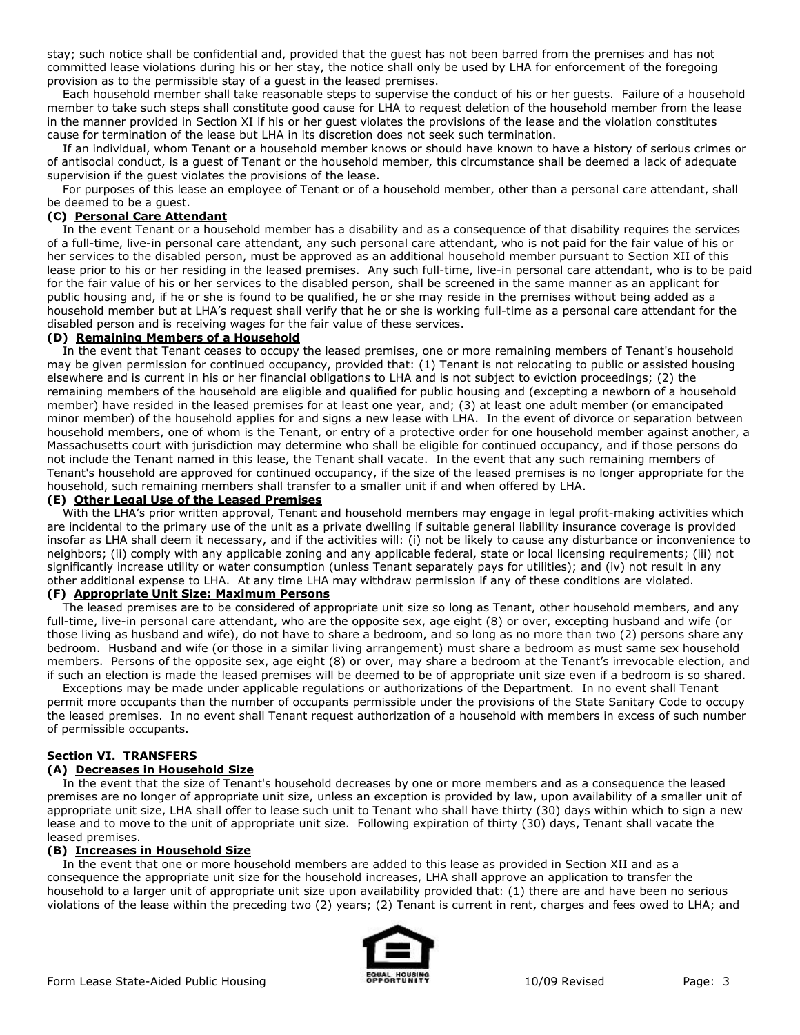stay; such notice shall be confidential and, provided that the guest has not been barred from the premises and has not committed lease violations during his or her stay, the notice shall only be used by LHA for enforcement of the foregoing provision as to the permissible stay of a guest in the leased premises.

Each household member shall take reasonable steps to supervise the conduct of his or her guests. Failure of a household member to take such steps shall constitute good cause for LHA to request deletion of the household member from the lease in the manner provided in Section XI if his or her guest violates the provisions of the lease and the violation constitutes cause for termination of the lease but LHA in its discretion does not seek such termination.

If an individual, whom Tenant or a household member knows or should have known to have a history of serious crimes or of antisocial conduct, is a guest of Tenant or the household member, this circumstance shall be deemed a lack of adequate supervision if the guest violates the provisions of the lease.

For purposes of this lease an employee of Tenant or of a household member, other than a personal care attendant, shall be deemed to be a guest.

**(C) Personal Care Attendant**

In the event Tenant or a household member has a disability and as a consequence of that disability requires the services of a full-time, live-in personal care attendant, any such personal care attendant, who is not paid for the fair value of his or her services to the disabled person, must be approved as an additional household member pursuant to Section XII of this lease prior to his or her residing in the leased premises. Any such full-time, live-in personal care attendant, who is to be paid for the fair value of his or her services to the disabled person, shall be screened in the same manner as an applicant for public housing and, if he or she is found to be qualified, he or she may reside in the premises without being added as a household member but at LHA's request shall verify that he or she is working full-time as a personal care attendant for the disabled person and is receiving wages for the fair value of these services.

**(D) Remaining Members of a Household**

In the event that Tenant ceases to occupy the leased premises, one or more remaining members of Tenant's household may be given permission for continued occupancy, provided that: (1) Tenant is not relocating to public or assisted housing elsewhere and is current in his or her financial obligations to LHA and is not subject to eviction proceedings; (2) the remaining members of the household are eligible and qualified for public housing and (excepting a newborn of a household member) have resided in the leased premises for at least one year, and; (3) at least one adult member (or emancipated minor member) of the household applies for and signs a new lease with LHA. In the event of divorce or separation between household members, one of whom is the Tenant, or entry of a protective order for one household member against another, a Massachusetts court with jurisdiction may determine who shall be eligible for continued occupancy, and if those persons do not include the Tenant named in this lease, the Tenant shall vacate. In the event that any such remaining members of Tenant's household are approved for continued occupancy, if the size of the leased premises is no longer appropriate for the household, such remaining members shall transfer to a smaller unit if and when offered by LHA.

**(E) Other Legal Use of the Leased Premises**

With the LHA's prior written approval, Tenant and household members may engage in legal profit-making activities which are incidental to the primary use of the unit as a private dwelling if suitable general liability insurance coverage is provided insofar as LHA shall deem it necessary, and if the activities will: (i) not be likely to cause any disturbance or inconvenience to neighbors; (ii) comply with any applicable zoning and any applicable federal, state or local licensing requirements; (iii) not significantly increase utility or water consumption (unless Tenant separately pays for utilities); and (iv) not result in any other additional expense to LHA. At any time LHA may withdraw permission if any of these conditions are violated.

**(F) Appropriate Unit Size: Maximum Persons**

The leased premises are to be considered of appropriate unit size so long as Tenant, other household members, and any full-time, live-in personal care attendant, who are the opposite sex, age eight (8) or over, excepting husband and wife (or those living as husband and wife), do not have to share a bedroom, and so long as no more than two (2) persons share any bedroom. Husband and wife (or those in a similar living arrangement) must share a bedroom as must same sex household members. Persons of the opposite sex, age eight (8) or over, may share a bedroom at the Tenant's irrevocable election, and if such an election is made the leased premises will be deemed to be of appropriate unit size even if a bedroom is so shared.

Exceptions may be made under applicable regulations or authorizations of the Department. In no event shall Tenant permit more occupants than the number of occupants permissible under the provisions of the State Sanitary Code to occupy the leased premises. In no event shall Tenant request authorization of a household with members in excess of such number of permissible occupants.

## Section VI. TRANSFERS

**(A) Decreases in Household Size**

In the event that the size of Tenant's household decreases by one or more members and as a consequence the leased premises are no longer of appropriate unit size, unless an exception is provided by law, upon availability of a smaller unit of appropriate unit size, LHA shall offer to lease such unit to Tenant who shall have thirty (30) days within which to sign a new lease and to move to the unit of appropriate unit size. Following expiration of thirty (30) days, Tenant shall vacate the leased premises.

**(B) Increases in Household Size**

In the event that one or more household members are added to this lease as provided in Section XII and as a consequence the appropriate unit size for the household increases, LHA shall approve an application to transfer the household to a larger unit of appropriate unit size upon availability provided that: (1) there are and have been no serious violations of the lease within the preceding two (2) years; (2) Tenant is current in rent, charges and fees owed to LHA; and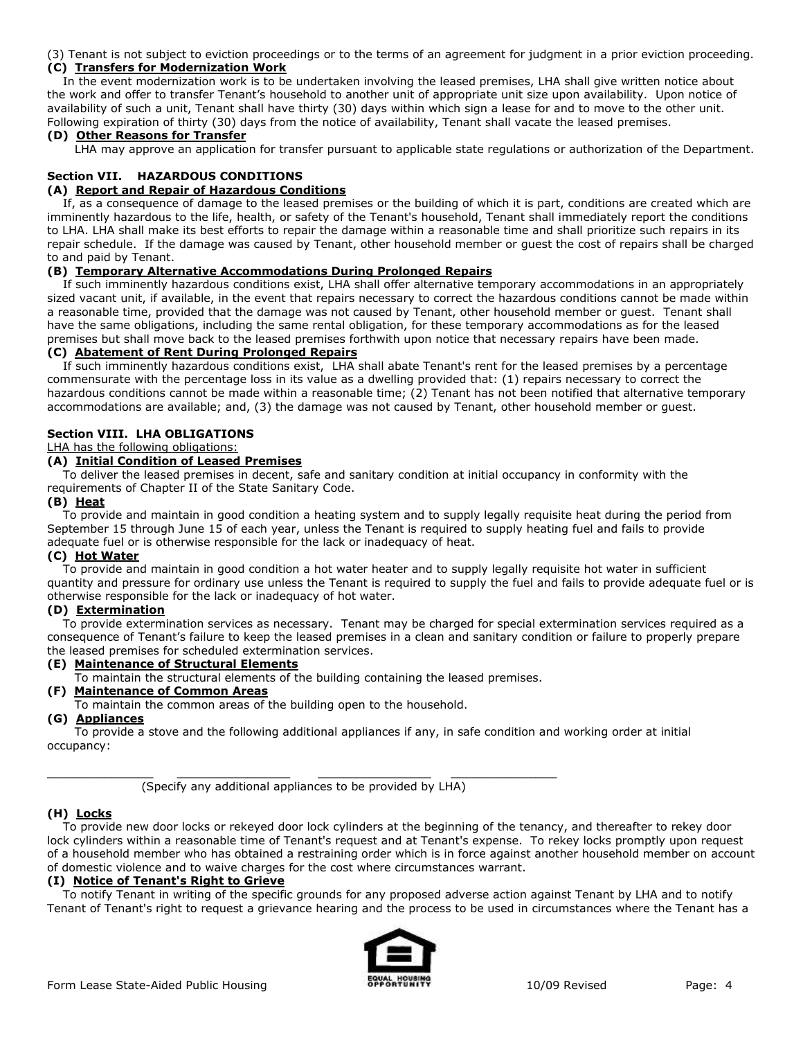(3) Tenant is not subject to eviction proceedings or to the terms of an agreement for judgment in a prior eviction proceeding.

**(C) Transfers for Modernization Work**

In the event modernization work is to be undertaken involving the leased premises, LHA shall give written notice about the work and offer to transfer Tenant's household to another unit of appropriate unit size upon availability. Upon notice of availability of such a unit, Tenant shall have thirty (30) days within which sign a lease for and to move to the other unit. Following expiration of thirty (30) days from the notice of availability, Tenant shall vacate the leased premises.

**(D) Other Reasons for Transfer**

LHA may approve an application for transfer pursuant to applicable state regulations or authorization of the Department.

## Section VII. HAZARDOUS CONDITIONS

**(A) Report and Repair of Hazardous Conditions**

If, as a consequence of damage to the leased premises or the building of which it is part, conditions are created which are imminently hazardous to the life, health, or safety of the Tenant's household, Tenant shall immediately report the conditions to LHA. LHA shall make its best efforts to repair the damage within a reasonable time and shall prioritize such repairs in its repair schedule. If the damage was caused by Tenant, other household member or guest the cost of repairs shall be charged to and paid by Tenant.

**(B) Temporary Alternative Accommodations During Prolonged Repairs**

If such imminently hazardous conditions exist, LHA shall offer alternative temporary accommodations in an appropriately sized vacant unit, if available, in the event that repairs necessary to correct the hazardous conditions cannot be made within a reasonable time, provided that the damage was not caused by Tenant, other household member or guest. Tenant shall have the same obligations, including the same rental obligation, for these temporary accommodations as for the leased premises but shall move back to the leased premises forthwith upon notice that necessary repairs have been made.

**(C) Abatement of Rent During Prolonged Repairs**

If such imminently hazardous conditions exist, LHA shall abate Tenant's rent for the leased premises by a percentage commensurate with the percentage loss in its value as a dwelling provided that: (1) repairs necessary to correct the hazardous conditions cannot be made within a reasonable time; (2) Tenant has not been notified that alternative temporary accommodations are available; and, (3) the damage was not caused by Tenant, other household member or guest.

## Section VIII. LHA OBLIGATIONS

LHA has the following obligations:

**(A) Initial Condition of Leased Premises**

To deliver the leased premises in decent, safe and sanitary condition at initial occupancy in conformity with the requirements of Chapter II of the State Sanitary Code.

**(B) Heat**

To provide and maintain in good condition a heating system and to supply legally requisite heat during the period from September 15 through June 15 of each year, unless the Tenant is required to supply heating fuel and fails to provide adequate fuel or is otherwise responsible for the lack or inadequacy of heat.

**(C) Hot Water**

To provide and maintain in good condition a hot water heater and to supply legally requisite hot water in sufficient quantity and pressure for ordinary use unless the Tenant is required to supply the fuel and fails to provide adequate fuel or is otherwise responsible for the lack or inadequacy of hot water.

**(D) Extermination**

To provide extermination services as necessary. Tenant may be charged for special extermination services required as a consequence of Tenant's failure to keep the leased premises in a clean and sanitary condition or failure to properly prepare the leased premises for scheduled extermination services.

**(E) Maintenance of Structural Elements**

To maintain the structural elements of the building containing the leased premises.

**(F) Maintenance of Common Areas**

To maintain the common areas of the building open to the household.

**(G) Appliances**

To provide a stove and the following additional appliances if any, in safe condition and working order at initial occupancy:

_______________ _______________ _______________ _______________

(Specify any additional appliances to be provided by LHA)

**(H) Locks**

To provide new door locks or rekeyed door lock cylinders at the beginning of the tenancy, and thereafter to rekey door lock cylinders within a reasonable time of Tenant's request and at Tenant's expense. To rekey locks promptly upon request of a household member who has obtained a restraining order which is in force against another household member on account of domestic violence and to waive charges for the cost where circumstances warrant.

**(I) Notice of Tenant's Right to Grieve**

To notify Tenant in writing of the specific grounds for any proposed adverse action against Tenant by LHA and to notify Tenant of Tenant's right to request a grievance hearing and the process to be used in circumstances where the Tenant has a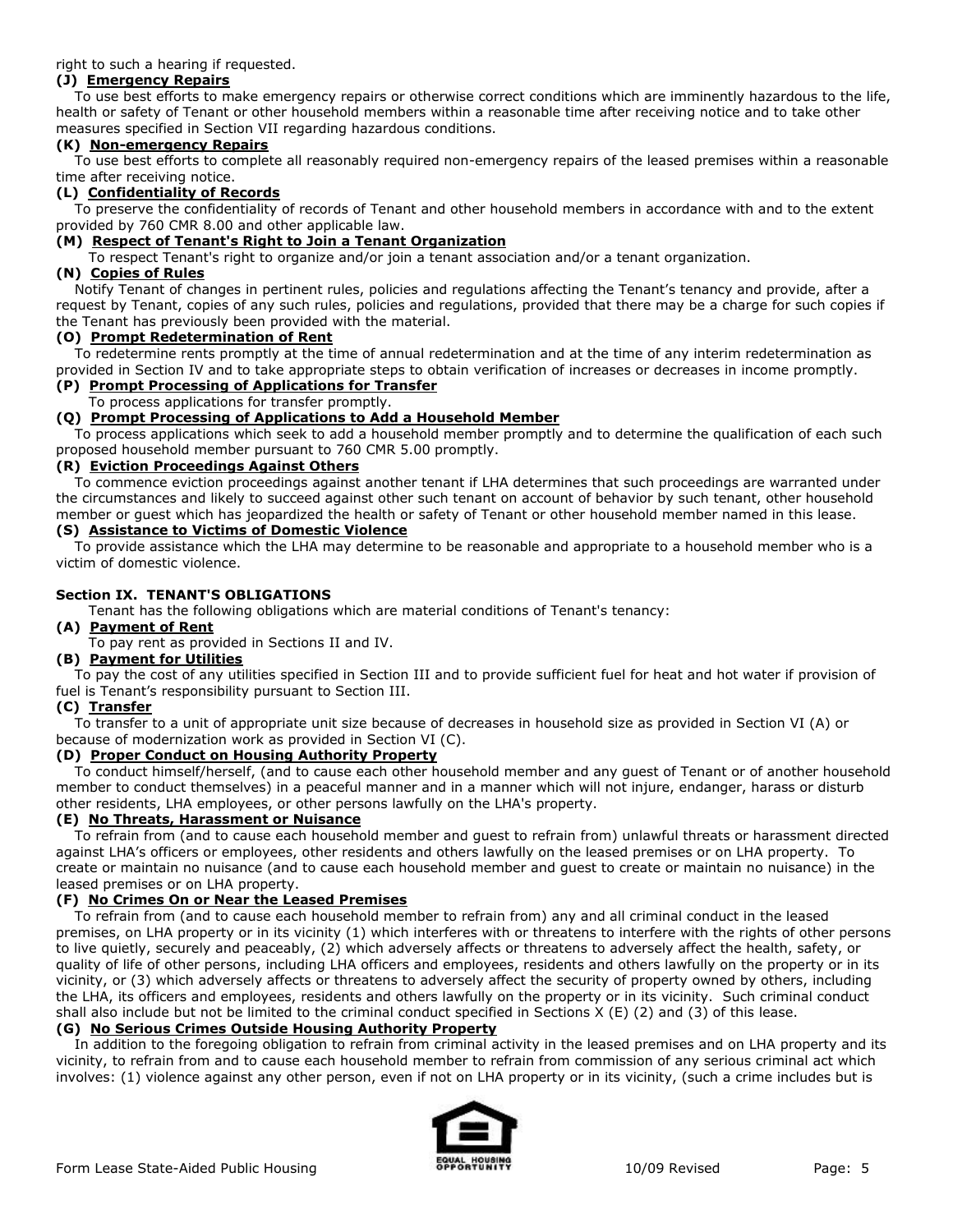right to such a hearing if requested.

**(J) <u>Emergency Repairs</u>**

To use best efforts to make emergency repairs or otherwise correct conditions which are imminently hazardous to the life, health or safety of Tenant or other household members within a reasonable time after receiving notice and to take other measures specified in Section VII regarding hazardous conditions.

**(K) <u>Non-emergency Repairs</u>**

To use best efforts to complete all reasonably required non-emergency repairs of the leased premises within a reasonable time after receiving notice.

**(L) <u>Confidentiality of Records</u>**

To preserve the confidentiality of records of Tenant and other household members in accordance with and to the extent provided by 760 CMR 8.00 and other applicable law.

**(M) <u>Respect of Tenant's Right to Join a Tenant Organization</u>**

To respect Tenant's right to organize and/or join a tenant association and/or a tenant organization.

**(N) <u>Copies of Rules</u>**

Notify Tenant of changes in pertinent rules, policies and regulations affecting the Tenant's tenancy and provide, after a request by Tenant, copies of any such rules, policies and regulations, provided that there may be a charge for such copies if the Tenant has previously been provided with the material.

**(O) <u>Prompt Redetermination of Rent</u>**

To redetermine rents promptly at the time of annual redetermination and at the time of any interim redetermination as provided in Section IV and to take appropriate steps to obtain verification of increases or decreases in income promptly.

**(P) <u>Prompt Processing of Applications for Transfer</u>**

To process applications for transfer promptly.

**(Q) <u>Prompt Processing of Applications to Add a Household Member</u>**

To process applications which seek to add a household member promptly and to determine the qualification of each such proposed household member pursuant to 760 CMR 5.00 promptly.

**(R) <u>Eviction Proceedings Against Others</u>**

To commence eviction proceedings against another tenant if LHA determines that such proceedings are warranted under the circumstances and likely to succeed against other such tenant on account of behavior by such tenant, other household member or guest which has jeopardized the health or safety of Tenant or other household member named in this lease.

**(S) <u>Assistance to Victims of Domestic Violence</u>**

To provide assistance which the LHA may determine to be reasonable and appropriate to a household member who is a victim of domestic violence.

## Section IX. TENANT'S OBLIGATIONS

Tenant has the following obligations which are material conditions of Tenant's tenancy:

**(A) <u>Payment of Rent</u>**

To pay rent as provided in Sections II and IV.

**(B) <u>Payment for Utilities</u>**

To pay the cost of any utilities specified in Section III and to provide sufficient fuel for heat and hot water if provision of fuel is Tenant's responsibility pursuant to Section III.

**(C) <u>Transfer</u>**

To transfer to a unit of appropriate unit size because of decreases in household size as provided in Section VI (A) or because of modernization work as provided in Section VI (C).

**(D) <u>Proper Conduct on Housing Authority Property</u>**

To conduct himself/herself, (and to cause each other household member and any guest of Tenant or of another household member to conduct themselves) in a peaceful manner and in a manner which will not injure, endanger, harass or disturb other residents, LHA employees, or other persons lawfully on the LHA's property.

**(E) <u>No Threats, Harassment or Nuisance</u>**

To refrain from (and to cause each household member and guest to refrain from) unlawful threats or harassment directed against LHA's officers or employees, other residents and others lawfully on the leased premises or on LHA property. To create or maintain no nuisance (and to cause each household member and guest to create or maintain no nuisance) in the leased premises or on LHA property.

**(F) <u>No Crimes On or Near the Leased Premises</u>**

To refrain from (and to cause each household member to refrain from) any and all criminal conduct in the leased premises, on LHA property or in its vicinity (1) which interferes with or threatens to interfere with the rights of other persons to live quietly, securely and peaceably, (2) which adversely affects or threatens to adversely affect the health, safety, or quality of life of other persons, including LHA officers and employees, residents and others lawfully on the property or in its vicinity, or (3) which adversely affects or threatens to adversely affect the security of property owned by others, including the LHA, its officers and employees, residents and others lawfully on the property or in its vicinity. Such criminal conduct shall also include but not be limited to the criminal conduct specified in Sections X (E) (2) and (3) of this lease.

**(G) <u>No Serious Crimes Outside Housing Authority Property</u>**

In addition to the foregoing obligation to refrain from criminal activity in the leased premises and on LHA property and its vicinity, to refrain from and to cause each household member to refrain from commission of any serious criminal act which involves: (1) violence against any other person, even if not on LHA property or in its vicinity, (such a crime includes but is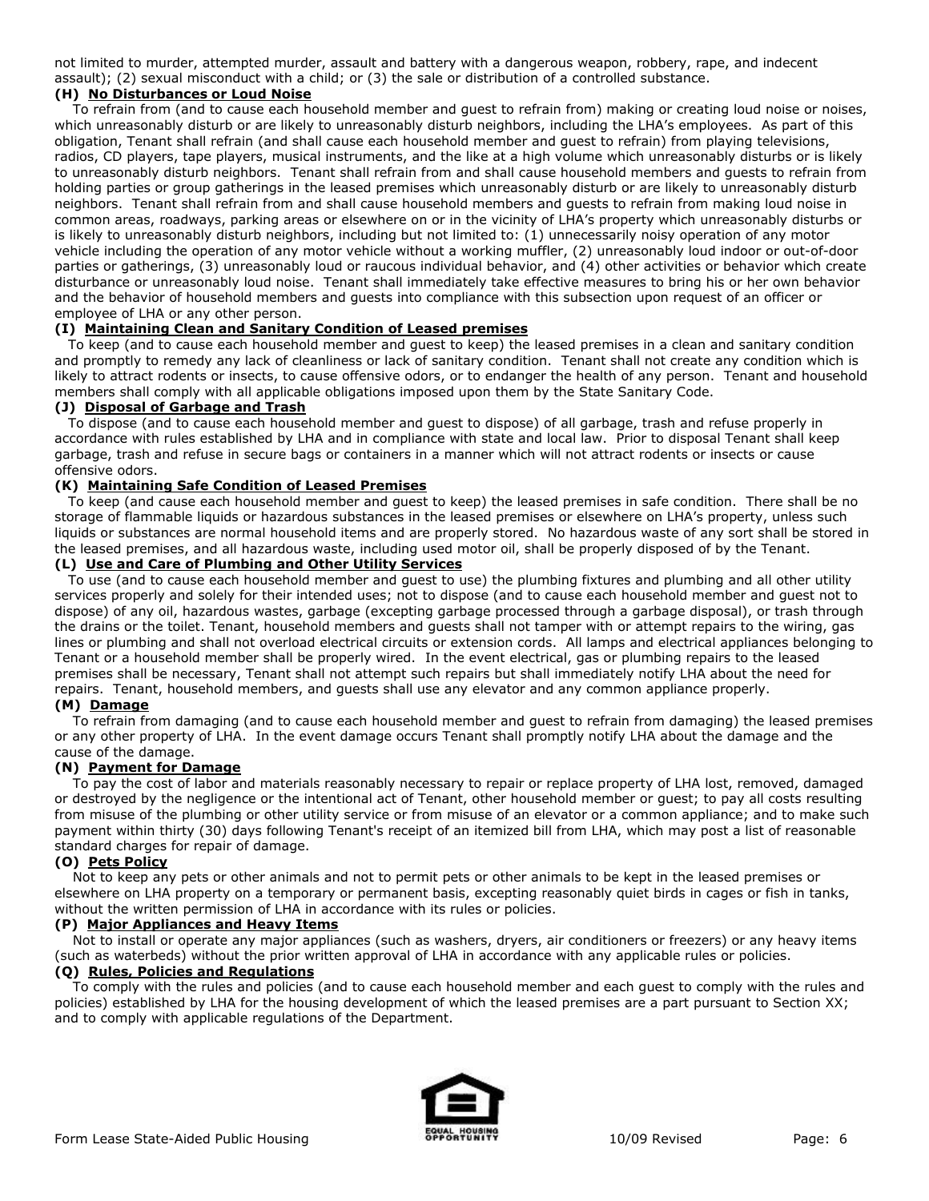not limited to murder, attempted murder, assault and battery with a dangerous weapon, robbery, rape, and indecent assault); (2) sexual misconduct with a child; or (3) the sale or distribution of a controlled substance.

**(H) No Disturbances or Loud Noise**

To refrain from (and to cause each household member and guest to refrain from) making or creating loud noise or noises, which unreasonably disturb or are likely to unreasonably disturb neighbors, including the LHA's employees. As part of this obligation, Tenant shall refrain (and shall cause each household member and guest to refrain) from playing televisions, radios, CD players, tape players, musical instruments, and the like at a high volume which unreasonably disturbs or is likely to unreasonably disturb neighbors. Tenant shall refrain from and shall cause household members and guests to refrain from holding parties or group gatherings in the leased premises which unreasonably disturb or are likely to unreasonably disturb neighbors. Tenant shall refrain from and shall cause household members and guests to refrain from making loud noise in common areas, roadways, parking areas or elsewhere on or in the vicinity of LHA's property which unreasonably disturbs or is likely to unreasonably disturb neighbors, including but not limited to: (1) unnecessarily noisy operation of any motor vehicle including the operation of any motor vehicle without a working muffler, (2) unreasonably loud indoor or out-of-door parties or gatherings, (3) unreasonably loud or raucous individual behavior, and (4) other activities or behavior which create disturbance or unreasonably loud noise. Tenant shall immediately take effective measures to bring his or her own behavior and the behavior of household members and guests into compliance with this subsection upon request of an officer or employee of LHA or any other person.

**(I) Maintaining Clean and Sanitary Condition of Leased premises**

To keep (and to cause each household member and guest to keep) the leased premises in a clean and sanitary condition and promptly to remedy any lack of cleanliness or lack of sanitary condition. Tenant shall not create any condition which is likely to attract rodents or insects, to cause offensive odors, or to endanger the health of any person. Tenant and household members shall comply with all applicable obligations imposed upon them by the State Sanitary Code.

**(J) Disposal of Garbage and Trash**

To dispose (and to cause each household member and guest to dispose) of all garbage, trash and refuse properly in accordance with rules established by LHA and in compliance with state and local law. Prior to disposal Tenant shall keep garbage, trash and refuse in secure bags or containers in a manner which will not attract rodents or insects or cause offensive odors.

**(K) Maintaining Safe Condition of Leased Premises**

To keep (and cause each household member and guest to keep) the leased premises in safe condition. There shall be no storage of flammable liquids or hazardous substances in the leased premises or elsewhere on LHA's property, unless such liquids or substances are normal household items and are properly stored. No hazardous waste of any sort shall be stored in the leased premises, and all hazardous waste, including used motor oil, shall be properly disposed of by the Tenant.

**(L) Use and Care of Plumbing and Other Utility Services**

To use (and to cause each household member and guest to use) the plumbing fixtures and plumbing and all other utility services properly and solely for their intended uses; not to dispose (and to cause each household member and guest not to dispose) of any oil, hazardous wastes, garbage (excepting garbage processed through a garbage disposal), or trash through the drains or the toilet. Tenant, household members and guests shall not tamper with or attempt repairs to the wiring, gas lines or plumbing and shall not overload electrical circuits or extension cords. All lamps and electrical appliances belonging to Tenant or a household member shall be properly wired. In the event electrical, gas or plumbing repairs to the leased premises shall be necessary, Tenant shall not attempt such repairs but shall immediately notify LHA about the need for repairs. Tenant, household members, and guests shall use any elevator and any common appliance properly.

**(M) Damage**

To refrain from damaging (and to cause each household member and guest to refrain from damaging) the leased premises or any other property of LHA. In the event damage occurs Tenant shall promptly notify LHA about the damage and the cause of the damage.

**(N) Payment for Damage**

To pay the cost of labor and materials reasonably necessary to repair or replace property of LHA lost, removed, damaged or destroyed by the negligence or the intentional act of Tenant, other household member or guest; to pay all costs resulting from misuse of the plumbing or other utility service or from misuse of an elevator or a common appliance; and to make such payment within thirty (30) days following Tenant's receipt of an itemized bill from LHA, which may post a list of reasonable standard charges for repair of damage.

**(O) Pets Policy**

Not to keep any pets or other animals and not to permit pets or other animals to be kept in the leased premises or elsewhere on LHA property on a temporary or permanent basis, excepting reasonably quiet birds in cages or fish in tanks, without the written permission of LHA in accordance with its rules or policies.

**(P) Major Appliances and Heavy Items**

Not to install or operate any major appliances (such as washers, dryers, air conditioners or freezers) or any heavy items (such as waterbeds) without the prior written approval of LHA in accordance with any applicable rules or policies.

**(Q) Rules, Policies and Regulations**

To comply with the rules and policies (and to cause each household member and each guest to comply with the rules and policies) established by LHA for the housing development of which the leased premises are a part pursuant to Section XX; and to comply with applicable regulations of the Department.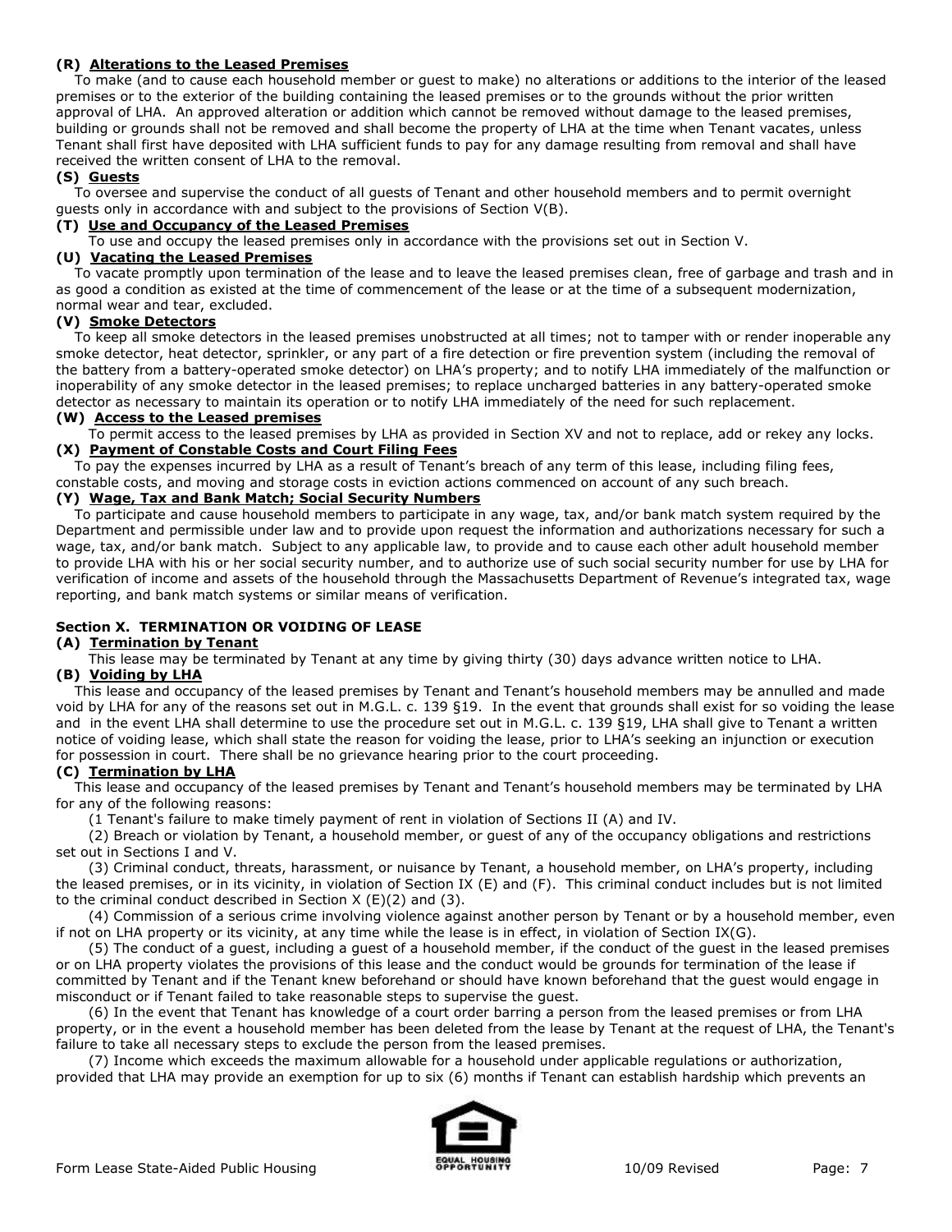**(R) Alterations to the Leased Premises**

To make (and to cause each household member or guest to make) no alterations or additions to the interior of the leased premises or to the exterior of the building containing the leased premises or to the grounds without the prior written approval of LHA. An approved alteration or addition which cannot be removed without damage to the leased premises, building or grounds shall not be removed and shall become the property of LHA at the time when Tenant vacates, unless Tenant shall first have deposited with LHA sufficient funds to pay for any damage resulting from removal and shall have received the written consent of LHA to the removal.

**(S) Guests**

To oversee and supervise the conduct of all guests of Tenant and other household members and to permit overnight guests only in accordance with and subject to the provisions of Section V(B).

**(T) Use and Occupancy of the Leased Premises**

To use and occupy the leased premises only in accordance with the provisions set out in Section V.

**(U) Vacating the Leased Premises**

To vacate promptly upon termination of the lease and to leave the leased premises clean, free of garbage and trash and in as good a condition as existed at the time of commencement of the lease or at the time of a subsequent modernization, normal wear and tear, excluded.

**(V) Smoke Detectors**

To keep all smoke detectors in the leased premises unobstructed at all times; not to tamper with or render inoperable any smoke detector, heat detector, sprinkler, or any part of a fire detection or fire prevention system (including the removal of the battery from a battery-operated smoke detector) on LHA's property; and to notify LHA immediately of the malfunction or inoperability of any smoke detector in the leased premises; to replace uncharged batteries in any battery-operated smoke detector as necessary to maintain its operation or to notify LHA immediately of the need for such replacement.

**(W) Access to the Leased premises**

To permit access to the leased premises by LHA as provided in Section XV and not to replace, add or rekey any locks.

**(X) Payment of Constable Costs and Court Filing Fees**

To pay the expenses incurred by LHA as a result of Tenant's breach of any term of this lease, including filing fees, constable costs, and moving and storage costs in eviction actions commenced on account of any such breach.

**(Y) Wage, Tax and Bank Match; Social Security Numbers**

To participate and cause household members to participate in any wage, tax, and/or bank match system required by the Department and permissible under law and to provide upon request the information and authorizations necessary for such a wage, tax, and/or bank match. Subject to any applicable law, to provide and to cause each other adult household member to provide LHA with his or her social security number, and to authorize use of such social security number for use by LHA for verification of income and assets of the household through the Massachusetts Department of Revenue's integrated tax, wage reporting, and bank match systems or similar means of verification.

## Section X. TERMINATION OR VOIDING OF LEASE

**(A) Termination by Tenant**

This lease may be terminated by Tenant at any time by giving thirty (30) days advance written notice to LHA.

**(B) Voiding by LHA**

This lease and occupancy of the leased premises by Tenant and Tenant's household members may be annulled and made void by LHA for any of the reasons set out in M.G.L. c. 139 §19. In the event that grounds shall exist for so voiding the lease and in the event LHA shall determine to use the procedure set out in M.G.L. c. 139 §19, LHA shall give to Tenant a written notice of voiding lease, which shall state the reason for voiding the lease, prior to LHA's seeking an injunction or execution for possession in court. There shall be no grievance hearing prior to the court proceeding.

**(C) Termination by LHA**

This lease and occupancy of the leased premises by Tenant and Tenant's household members may be terminated by LHA for any of the following reasons:

(1 Tenant's failure to make timely payment of rent in violation of Sections II (A) and IV.

(2) Breach or violation by Tenant, a household member, or guest of any of the occupancy obligations and restrictions set out in Sections I and V.

(3) Criminal conduct, threats, harassment, or nuisance by Tenant, a household member, on LHA's property, including the leased premises, or in its vicinity, in violation of Section IX (E) and (F). This criminal conduct includes but is not limited to the criminal conduct described in Section X (E)(2) and (3).

(4) Commission of a serious crime involving violence against another person by Tenant or by a household member, even if not on LHA property or its vicinity, at any time while the lease is in effect, in violation of Section IX(G).

(5) The conduct of a guest, including a guest of a household member, if the conduct of the guest in the leased premises or on LHA property violates the provisions of this lease and the conduct would be grounds for termination of the lease if committed by Tenant and if the Tenant knew beforehand or should have known beforehand that the guest would engage in misconduct or if Tenant failed to take reasonable steps to supervise the guest.

(6) In the event that Tenant has knowledge of a court order barring a person from the leased premises or from LHA property, or in the event a household member has been deleted from the lease by Tenant at the request of LHA, the Tenant's failure to take all necessary steps to exclude the person from the leased premises.

(7) Income which exceeds the maximum allowable for a household under applicable regulations or authorization, provided that LHA may provide an exemption for up to six (6) months if Tenant can establish hardship which prevents an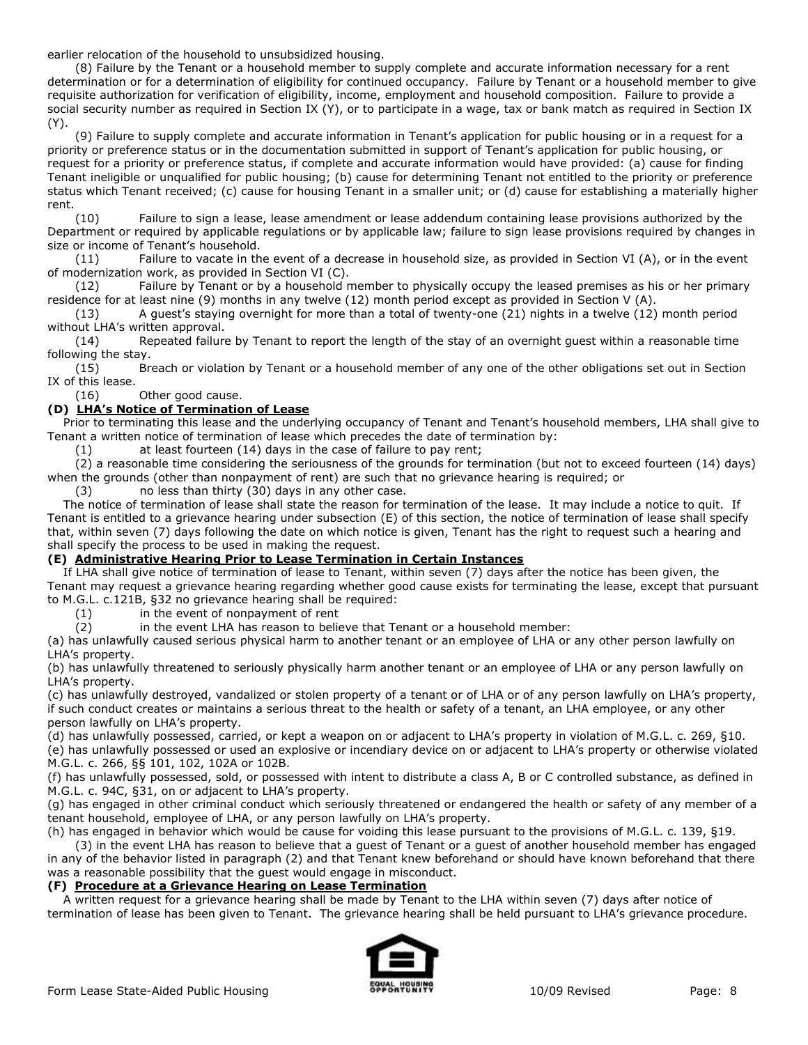earlier relocation of the household to unsubsidized housing.

(8) Failure by the Tenant or a household member to supply complete and accurate information necessary for a rent determination or for a determination of eligibility for continued occupancy. Failure by Tenant or a household member to give requisite authorization for verification of eligibility, income, employment and household composition. Failure to provide a social security number as required in Section IX (Y), or to participate in a wage, tax or bank match as required in Section IX (Y).

(9) Failure to supply complete and accurate information in Tenant's application for public housing or in a request for a priority or preference status or in the documentation submitted in support of Tenant's application for public housing, or request for a priority or preference status, if complete and accurate information would have provided: (a) cause for finding Tenant ineligible or unqualified for public housing; (b) cause for determining Tenant not entitled to the priority or preference status which Tenant received; (c) cause for housing Tenant in a smaller unit; or (d) cause for establishing a materially higher rent.

(10) Failure to sign a lease, lease amendment or lease addendum containing lease provisions authorized by the Department or required by applicable regulations or by applicable law; failure to sign lease provisions required by changes in size or income of Tenant's household.

(11) Failure to vacate in the event of a decrease in household size, as provided in Section VI (A), or in the event of modernization work, as provided in Section VI (C).

(12) Failure by Tenant or by a household member to physically occupy the leased premises as his or her primary residence for at least nine (9) months in any twelve (12) month period except as provided in Section V (A).

(13) A guest's staying overnight for more than a total of twenty-one (21) nights in a twelve (12) month period without LHA's written approval.

(14) Repeated failure by Tenant to report the length of the stay of an overnight guest within a reasonable time following the stay.

(15) Breach or violation by Tenant or a household member of any one of the other obligations set out in Section IX of this lease.

(16) Other good cause.

**(D) LHA's Notice of Termination of Lease**

Prior to terminating this lease and the underlying occupancy of Tenant and Tenant's household members, LHA shall give to Tenant a written notice of termination of lease which precedes the date of termination by:

(1) at least fourteen (14) days in the case of failure to pay rent;

(2) a reasonable time considering the seriousness of the grounds for termination (but not to exceed fourteen (14) days) when the grounds (other than nonpayment of rent) are such that no grievance hearing is required; or

(3) no less than thirty (30) days in any other case.

The notice of termination of lease shall state the reason for termination of the lease. It may include a notice to quit. If Tenant is entitled to a grievance hearing under subsection (E) of this section, the notice of termination of lease shall specify that, within seven (7) days following the date on which notice is given, Tenant has the right to request such a hearing and shall specify the process to be used in making the request.

**(E) Administrative Hearing Prior to Lease Termination in Certain Instances**

If LHA shall give notice of termination of lease to Tenant, within seven (7) days after the notice has been given, the Tenant may request a grievance hearing regarding whether good cause exists for terminating the lease, except that pursuant to M.G.L. c.121B, §32 no grievance hearing shall be required:

(1) in the event of nonpayment of rent

(2) in the event LHA has reason to believe that Tenant or a household member:

(a) has unlawfully caused serious physical harm to another tenant or an employee of LHA or any other person lawfully on LHA's property.

(b) has unlawfully threatened to seriously physically harm another tenant or an employee of LHA or any person lawfully on LHA's property.

(c) has unlawfully destroyed, vandalized or stolen property of a tenant or of LHA or of any person lawfully on LHA's property, if such conduct creates or maintains a serious threat to the health or safety of a tenant, an LHA employee, or any other person lawfully on LHA's property.

(d) has unlawfully possessed, carried, or kept a weapon on or adjacent to LHA's property in violation of M.G.L. c. 269, §10.

(e) has unlawfully possessed or used an explosive or incendiary device on or adjacent to LHA's property or otherwise violated M.G.L. c. 266, §§ 101, 102, 102A or 102B.

(f) has unlawfully possessed, sold, or possessed with intent to distribute a class A, B or C controlled substance, as defined in M.G.L. c. 94C, §31, on or adjacent to LHA's property.

(g) has engaged in other criminal conduct which seriously threatened or endangered the health or safety of any member of a tenant household, employee of LHA, or any person lawfully on LHA's property.

(h) has engaged in behavior which would be cause for voiding this lease pursuant to the provisions of M.G.L. c. 139, §19.

(3) in the event LHA has reason to believe that a guest of Tenant or a guest of another household member has engaged in any of the behavior listed in paragraph (2) and that Tenant knew beforehand or should have known beforehand that there was a reasonable possibility that the guest would engage in misconduct.

**(F) Procedure at a Grievance Hearing on Lease Termination**

A written request for a grievance hearing shall be made by Tenant to the LHA within seven (7) days after notice of termination of lease has been given to Tenant. The grievance hearing shall be held pursuant to LHA's grievance procedure.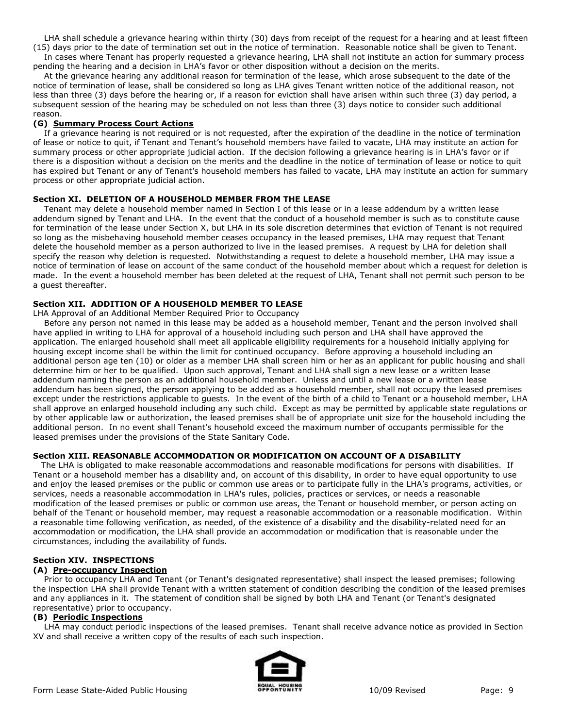LHA shall schedule a grievance hearing within thirty (30) days from receipt of the request for a hearing and at least fifteen (15) days prior to the date of termination set out in the notice of termination. Reasonable notice shall be given to Tenant.

In cases where Tenant has properly requested a grievance hearing, LHA shall not institute an action for summary process pending the hearing and a decision in LHA's favor or other disposition without a decision on the merits.

At the grievance hearing any additional reason for termination of the lease, which arose subsequent to the date of the notice of termination of lease, shall be considered so long as LHA gives Tenant written notice of the additional reason, not less than three (3) days before the hearing or, if a reason for eviction shall have arisen within such three (3) day period, a subsequent session of the hearing may be scheduled on not less than three (3) days notice to consider such additional reason.

**(G) Summary Process Court Actions**

If a grievance hearing is not required or is not requested, after the expiration of the deadline in the notice of termination of lease or notice to quit, if Tenant and Tenant's household members have failed to vacate, LHA may institute an action for summary process or other appropriate judicial action. If the decision following a grievance hearing is in LHA's favor or if there is a disposition without a decision on the merits and the deadline in the notice of termination of lease or notice to quit has expired but Tenant or any of Tenant's household members has failed to vacate, LHA may institute an action for summary process or other appropriate judicial action.

### Section XI. DELETION OF A HOUSEHOLD MEMBER FROM THE LEASE

Tenant may delete a household member named in Section I of this lease or in a lease addendum by a written lease addendum signed by Tenant and LHA. In the event that the conduct of a household member is such as to constitute cause for termination of the lease under Section X, but LHA in its sole discretion determines that eviction of Tenant is not required so long as the misbehaving household member ceases occupancy in the leased premises, LHA may request that Tenant delete the household member as a person authorized to live in the leased premises. A request by LHA for deletion shall specify the reason why deletion is requested. Notwithstanding a request to delete a household member, LHA may issue a notice of termination of lease on account of the same conduct of the household member about which a request for deletion is made. In the event a household member has been deleted at the request of LHA, Tenant shall not permit such person to be a guest thereafter.

### Section XII. ADDITION OF A HOUSEHOLD MEMBER TO LEASE

LHA Approval of an Additional Member Required Prior to Occupancy

Before any person not named in this lease may be added as a household member, Tenant and the person involved shall have applied in writing to LHA for approval of a household including such person and LHA shall have approved the application. The enlarged household shall meet all applicable eligibility requirements for a household initially applying for housing except income shall be within the limit for continued occupancy. Before approving a household including an additional person age ten (10) or older as a member LHA shall screen him or her as an applicant for public housing and shall determine him or her to be qualified. Upon such approval, Tenant and LHA shall sign a new lease or a written lease addendum naming the person as an additional household member. Unless and until a new lease or a written lease addendum has been signed, the person applying to be added as a household member, shall not occupy the leased premises except under the restrictions applicable to guests. In the event of the birth of a child to Tenant or a household member, LHA shall approve an enlarged household including any such child. Except as may be permitted by applicable state regulations or by other applicable law or authorization, the leased premises shall be of appropriate unit size for the household including the additional person. In no event shall Tenant's household exceed the maximum number of occupants permissible for the leased premises under the provisions of the State Sanitary Code.

### Section XIII. REASONABLE ACCOMMODATION OR MODIFICATION ON ACCOUNT OF A DISABILITY

The LHA is obligated to make reasonable accommodations and reasonable modifications for persons with disabilities. If Tenant or a household member has a disability and, on account of this disability, in order to have equal opportunity to use and enjoy the leased premises or the public or common use areas or to participate fully in the LHA's programs, activities, or services, needs a reasonable accommodation in LHA's rules, policies, practices or services, or needs a reasonable modification of the leased premises or public or common use areas, the Tenant or household member, or person acting on behalf of the Tenant or household member, may request a reasonable accommodation or a reasonable modification. Within a reasonable time following verification, as needed, of the existence of a disability and the disability-related need for an accommodation or modification, the LHA shall provide an accommodation or modification that is reasonable under the circumstances, including the availability of funds.

### Section XIV. INSPECTIONS

**(A) Pre-occupancy Inspection**

Prior to occupancy LHA and Tenant (or Tenant's designated representative) shall inspect the leased premises; following the inspection LHA shall provide Tenant with a written statement of condition describing the condition of the leased premises and any appliances in it. The statement of condition shall be signed by both LHA and Tenant (or Tenant's designated representative) prior to occupancy.

**(B) Periodic Inspections**

LHA may conduct periodic inspections of the leased premises. Tenant shall receive advance notice as provided in Section XV and shall receive a written copy of the results of each such inspection.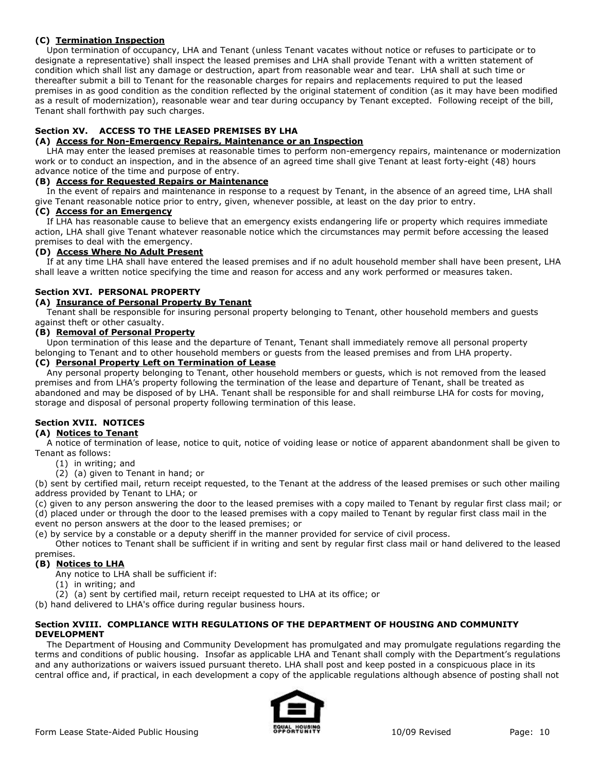**(C) Termination Inspection**

Upon termination of occupancy, LHA and Tenant (unless Tenant vacates without notice or refuses to participate or to designate a representative) shall inspect the leased premises and LHA shall provide Tenant with a written statement of condition which shall list any damage or destruction, apart from reasonable wear and tear. LHA shall at such time or thereafter submit a bill to Tenant for the reasonable charges for repairs and replacements required to put the leased premises in as good condition as the condition reflected by the original statement of condition (as it may have been modified as a result of modernization), reasonable wear and tear during occupancy by Tenant excepted. Following receipt of the bill, Tenant shall forthwith pay such charges.

## Section XV. ACCESS TO THE LEASED PREMISES BY LHA

**(A) Access for Non-Emergency Repairs, Maintenance or an Inspection**

LHA may enter the leased premises at reasonable times to perform non-emergency repairs, maintenance or modernization work or to conduct an inspection, and in the absence of an agreed time shall give Tenant at least forty-eight (48) hours advance notice of the time and purpose of entry.

**(B) Access for Requested Repairs or Maintenance**

In the event of repairs and maintenance in response to a request by Tenant, in the absence of an agreed time, LHA shall give Tenant reasonable notice prior to entry, given, whenever possible, at least on the day prior to entry.

**(C) Access for an Emergency**

If LHA has reasonable cause to believe that an emergency exists endangering life or property which requires immediate action, LHA shall give Tenant whatever reasonable notice which the circumstances may permit before accessing the leased premises to deal with the emergency.

**(D) Access Where No Adult Present**

If at any time LHA shall have entered the leased premises and if no adult household member shall have been present, LHA shall leave a written notice specifying the time and reason for access and any work performed or measures taken.

## Section XVI. PERSONAL PROPERTY

**(A) Insurance of Personal Property By Tenant**

Tenant shall be responsible for insuring personal property belonging to Tenant, other household members and guests against theft or other casualty.

**(B) Removal of Personal Property**

Upon termination of this lease and the departure of Tenant, Tenant shall immediately remove all personal property belonging to Tenant and to other household members or guests from the leased premises and from LHA property.

**(C) Personal Property Left on Termination of Lease**

Any personal property belonging to Tenant, other household members or guests, which is not removed from the leased premises and from LHA's property following the termination of the lease and departure of Tenant, shall be treated as abandoned and may be disposed of by LHA. Tenant shall be responsible for and shall reimburse LHA for costs for moving, storage and disposal of personal property following termination of this lease.

## Section XVII. NOTICES

**(A) Notices to Tenant**

A notice of termination of lease, notice to quit, notice of voiding lease or notice of apparent abandonment shall be given to Tenant as follows:

(1) in writing; and

(2) (a) given to Tenant in hand; or

(b) sent by certified mail, return receipt requested, to the Tenant at the address of the leased premises or such other mailing address provided by Tenant to LHA; or

(c) given to any person answering the door to the leased premises with a copy mailed to Tenant by regular first class mail; or

(d) placed under or through the door to the leased premises with a copy mailed to Tenant by regular first class mail in the event no person answers at the door to the leased premises; or

(e) by service by a constable or a deputy sheriff in the manner provided for service of civil process.

Other notices to Tenant shall be sufficient if in writing and sent by regular first class mail or hand delivered to the leased premises.

**(B) Notices to LHA**

Any notice to LHA shall be sufficient if:

(1) in writing; and

(2) (a) sent by certified mail, return receipt requested to LHA at its office; or

(b) hand delivered to LHA's office during regular business hours.

## Section XVIII. COMPLIANCE WITH REGULATIONS OF THE DEPARTMENT OF HOUSING AND COMMUNITY DEVELOPMENT

The Department of Housing and Community Development has promulgated and may promulgate regulations regarding the terms and conditions of public housing. Insofar as applicable LHA and Tenant shall comply with the Department's regulations and any authorizations or waivers issued pursuant thereto. LHA shall post and keep posted in a conspicuous place in its central office and, if practical, in each development a copy of the applicable regulations although absence of posting shall not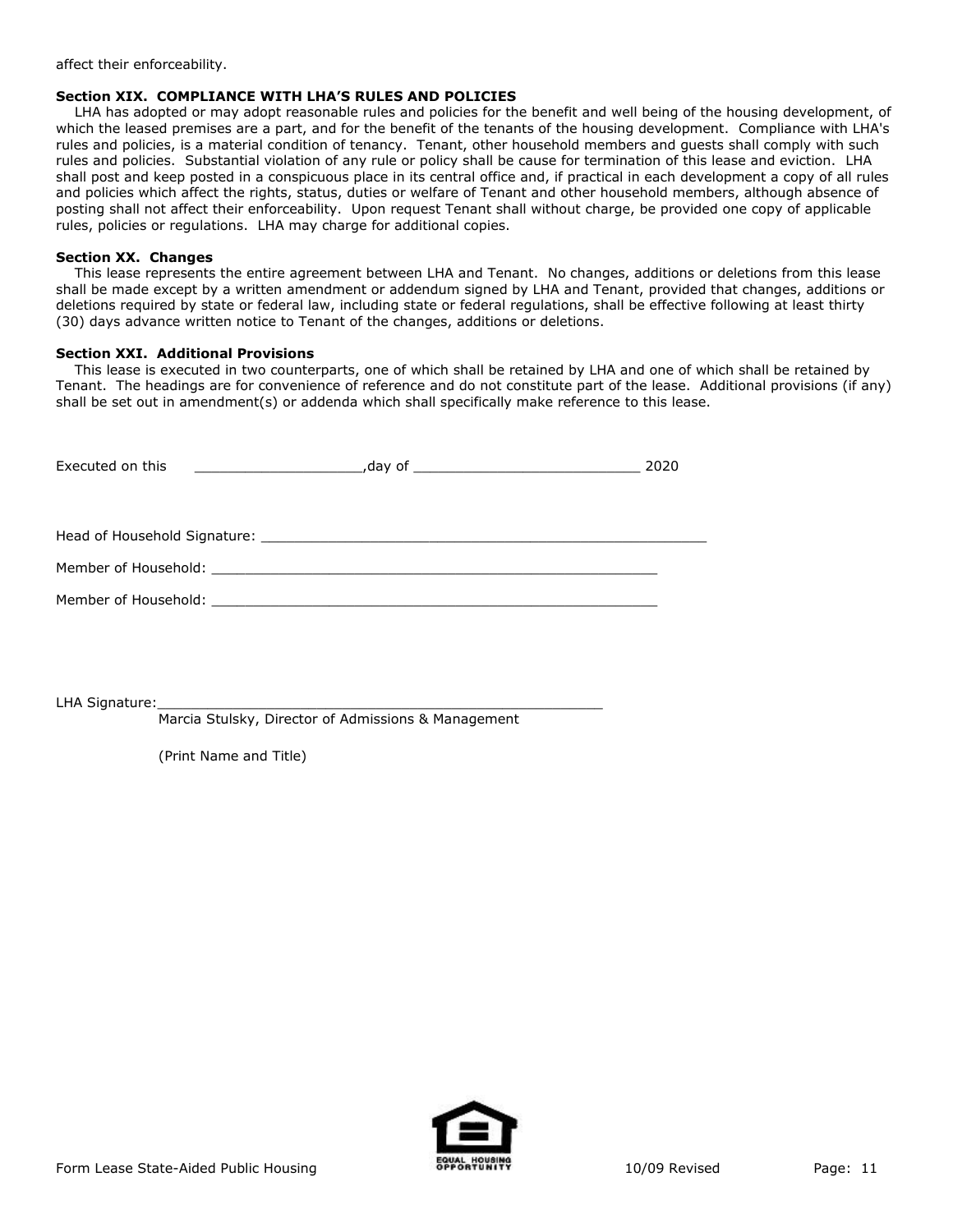affect their enforceability.

**Section XIX. COMPLIANCE WITH LHA'S RULES AND POLICIES**

LHA has adopted or may adopt reasonable rules and policies for the benefit and well being of the housing development, of which the leased premises are a part, and for the benefit of the tenants of the housing development. Compliance with LHA's rules and policies, is a material condition of tenancy. Tenant, other household members and guests shall comply with such rules and policies. Substantial violation of any rule or policy shall be cause for termination of this lease and eviction. LHA shall post and keep posted in a conspicuous place in its central office and, if practical in each development a copy of all rules and policies which affect the rights, status, duties or welfare of Tenant and other household members, although absence of posting shall not affect their enforceability. Upon request Tenant shall without charge, be provided one copy of applicable rules, policies or regulations. LHA may charge for additional copies.

**Section XX. Changes**

This lease represents the entire agreement between LHA and Tenant. No changes, additions or deletions from this lease shall be made except by a written amendment or addendum signed by LHA and Tenant, provided that changes, additions or deletions required by state or federal law, including state or federal regulations, shall be effective following at least thirty (30) days advance written notice to Tenant of the changes, additions or deletions.

**Section XXI. Additional Provisions**

This lease is executed in two counterparts, one of which shall be retained by LHA and one of which shall be retained by Tenant. The headings are for convenience of reference and do not constitute part of the lease. Additional provisions (if any) shall be set out in amendment(s) or addenda which shall specifically make reference to this lease.

Executed on this ___________________,day of __________________________ 2020

Head of Household Signature: ______________________________________________________

Member of Household: ____________________________________________________

Member of Household: ____________________________________________________

LHA Signature:___________________________________________________

Marcia Stulsky, Director of Admissions & Management

(Print Name and Title)